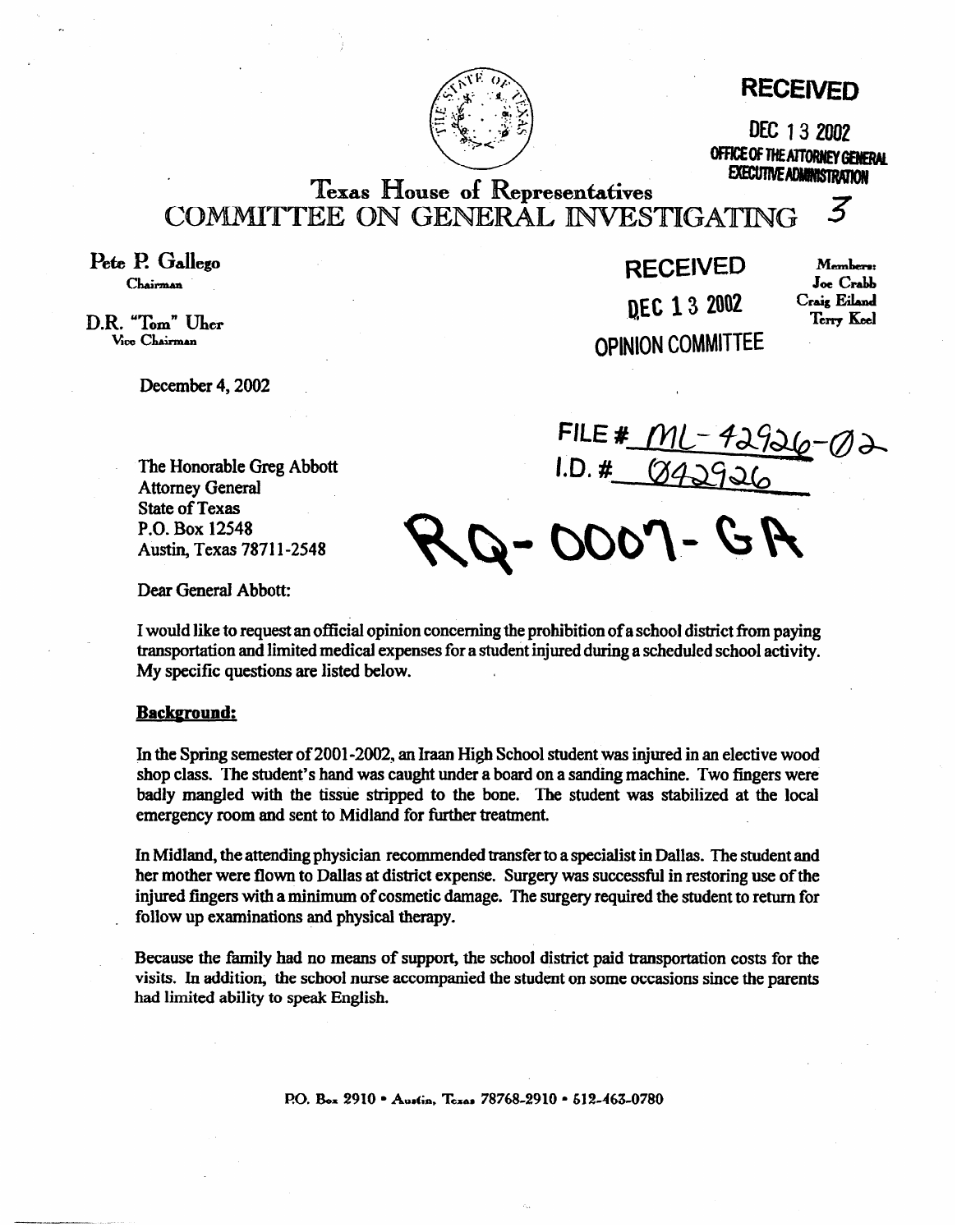**RECEIVED**

DEC 13 2002

OFFICE OF THE ATTORNEY GENERAL
EXECUTIVE ADMINISTRATION

# Texas House of Representatives
# COMMITTEE ON GENERAL INVESTIGATING

3

**Pete P. Gallego**
Chairman

**D.R. "Tom" Uher**
Vice Chairman

**RECEIVED**

DEC 13 2002

**OPINION COMMITTEE**

Members:
Joe Crabb
Craig Eiland
Terry Keel

December 4, 2002

FILE # ML-42926-02
I.D. # 042926

RQ-0007-GA

The Honorable Greg Abbott
Attorney General
State of Texas
P.O. Box 12548
Austin, Texas 78711-2548

Dear General Abbott:

I would like to request an official opinion concerning the prohibition of a school district from paying transportation and limited medical expenses for a student injured during a scheduled school activity. My specific questions are listed below.

**Background:**

In the Spring semester of 2001-2002, an Iraan High School student was injured in an elective wood shop class. The student's hand was caught under a board on a sanding machine. Two fingers were badly mangled with the tissue stripped to the bone. The student was stabilized at the local emergency room and sent to Midland for further treatment.

In Midland, the attending physician recommended transfer to a specialist in Dallas. The student and her mother were flown to Dallas at district expense. Surgery was successful in restoring use of the injured fingers with a minimum of cosmetic damage. The surgery required the student to return for follow up examinations and physical therapy.

Because the family had no means of support, the school district paid transportation costs for the visits. In addition, the school nurse accompanied the student on some occasions since the parents had limited ability to speak English.

P.O. Box 2910 • Austin, Texas 78768-2910 • 512-463-0780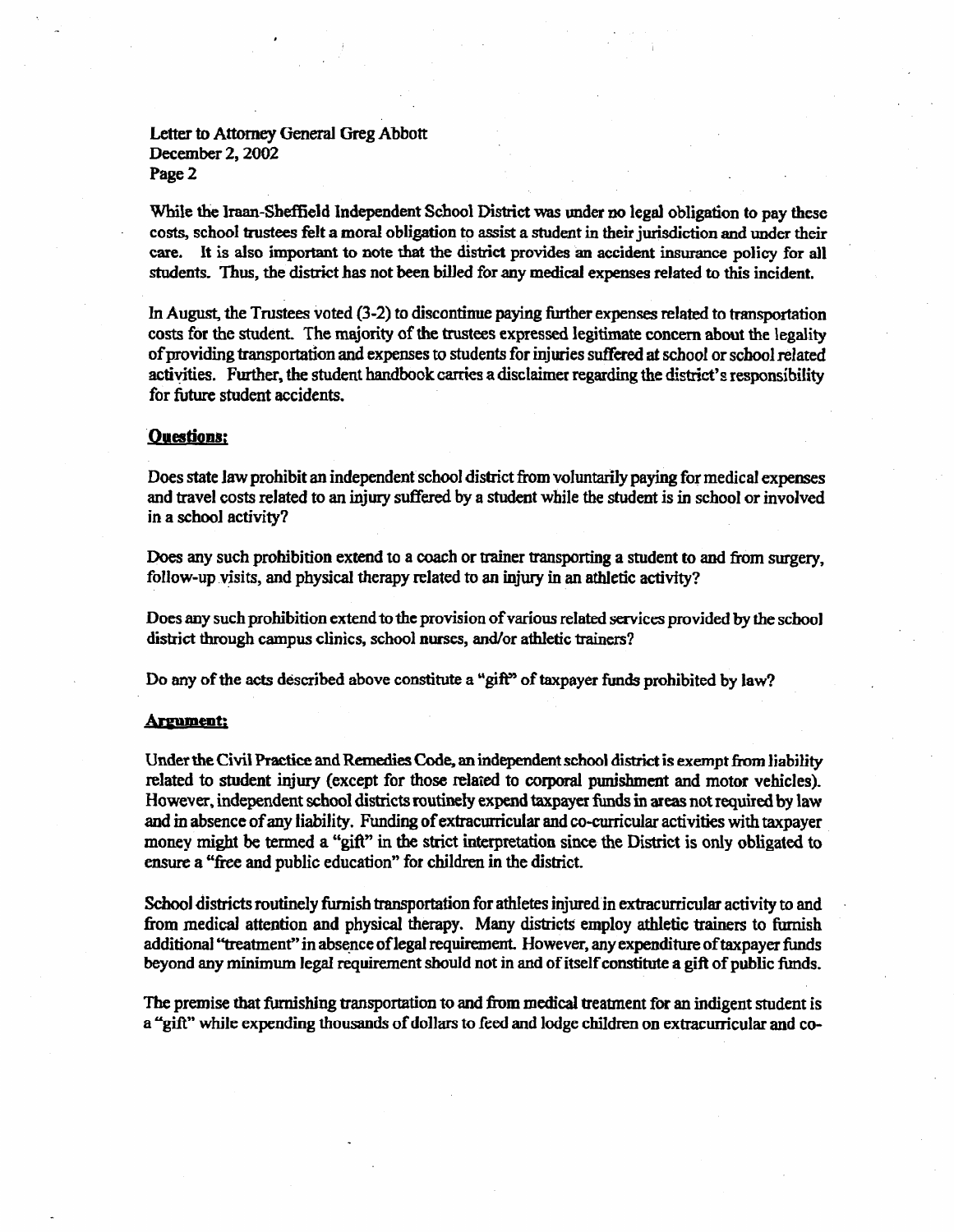While the Iraan-Sheffield Independent School District was under no legal obligation to pay these costs, school trustees felt a moral obligation to assist a student in their jurisdiction and under their care. It is also important to note that the district provides an accident insurance policy for all students. Thus, the district has not been billed for any medical expenses related to this incident.

In August, the Trustees voted (3-2) to discontinue paying further expenses related to transportation costs for the student. The majority of the trustees expressed legitimate concern about the legality of providing transportation and expenses to students for injuries suffered at school or school related activities. Further, the student handbook carries a disclaimer regarding the district's responsibility for future student accidents.

**Questions:**

Does state law prohibit an independent school district from voluntarily paying for medical expenses and travel costs related to an injury suffered by a student while the student is in school or involved in a school activity?

Does any such prohibition extend to a coach or trainer transporting a student to and from surgery, follow-up visits, and physical therapy related to an injury in an athletic activity?

Does any such prohibition extend to the provision of various related services provided by the school district through campus clinics, school nurses, and/or athletic trainers?

Do any of the acts described above constitute a "gift" of taxpayer funds prohibited by law?

**Argument:**

Under the Civil Practice and Remedies Code, an independent school district is exempt from liability related to student injury (except for those related to corporal punishment and motor vehicles). However, independent school districts routinely expend taxpayer funds in areas not required by law and in absence of any liability. Funding of extracurricular and co-curricular activities with taxpayer money might be termed a "gift" in the strict interpretation since the District is only obligated to ensure a "free and public education" for children in the district.

School districts routinely furnish transportation for athletes injured in extracurricular activity to and from medical attention and physical therapy. Many districts employ athletic trainers to furnish additional "treatment" in absence of legal requirement. However, any expenditure of taxpayer funds beyond any minimum legal requirement should not in and of itself constitute a gift of public funds.

The premise that furnishing transportation to and from medical treatment for an indigent student is a "gift" while expending thousands of dollars to feed and lodge children on extracurricular and co-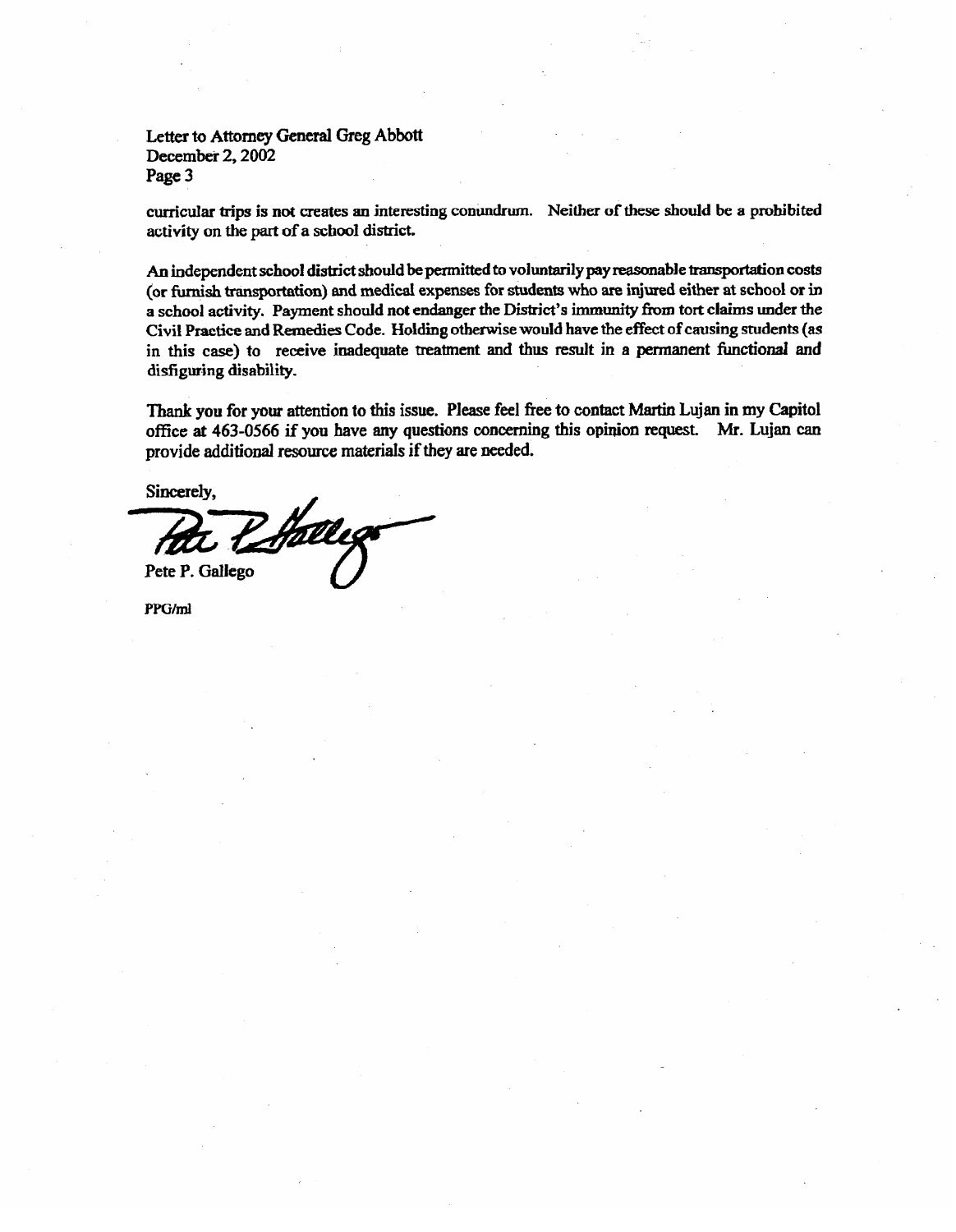curricular trips is not creates an interesting conundrum. Neither of these should be a prohibited activity on the part of a school district.

An independent school district should be permitted to voluntarily pay reasonable transportation costs (or furnish transportation) and medical expenses for students who are injured either at school or in a school activity. Payment should not endanger the District's immunity from tort claims under the Civil Practice and Remedies Code. Holding otherwise would have the effect of causing students (as in this case) to receive inadequate treatment and thus result in a permanent functional and disfiguring disability.

Thank you for your attention to this issue. Please feel free to contact Martin Lujan in my Capitol office at 463-0566 if you have any questions concerning this opinion request. Mr. Lujan can provide additional resource materials if they are needed.

Sincerely,

Pete P. Gallego

PPG/ml